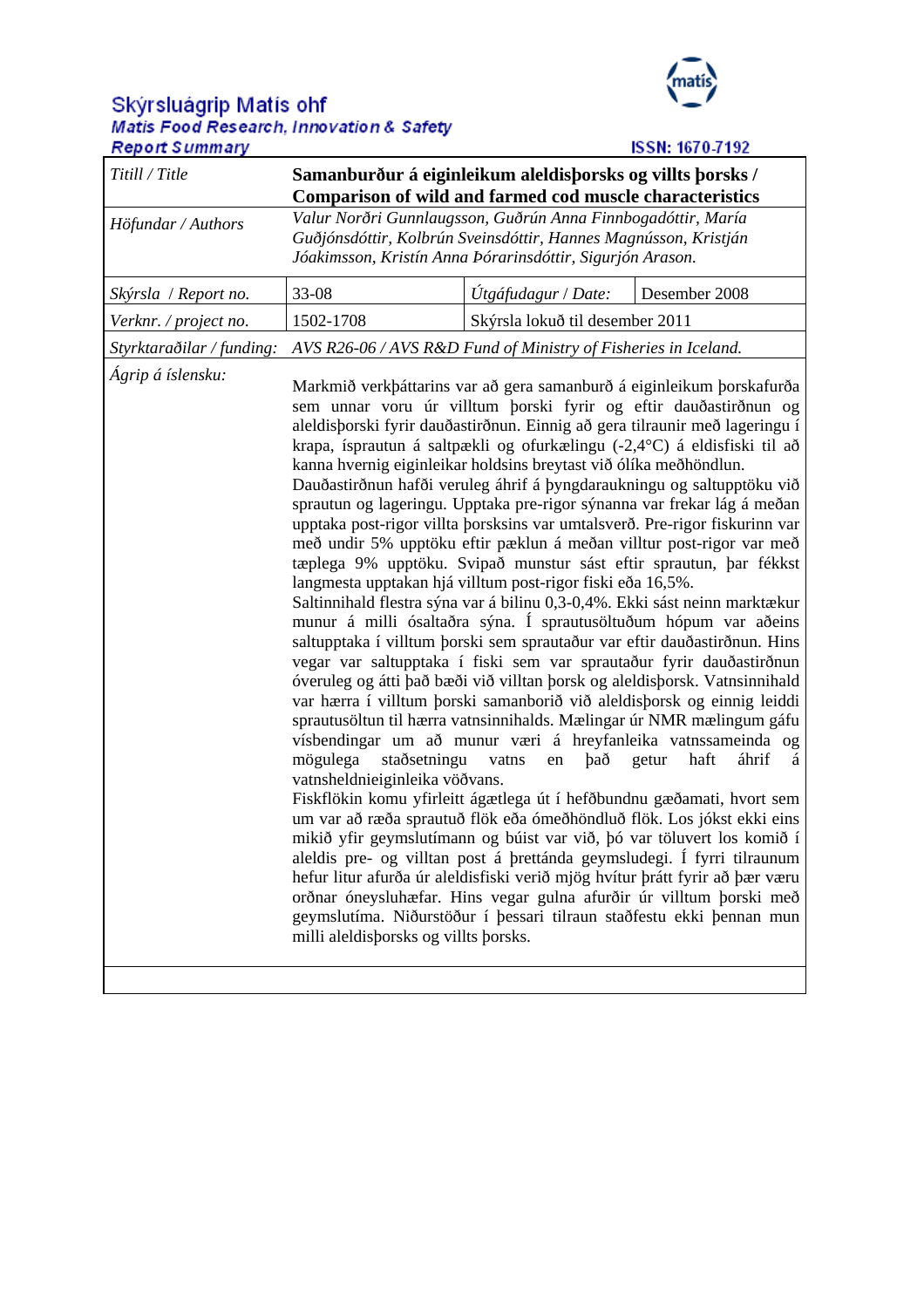# Skýrsluágrip Matis ohf
## Matis Food Research, Innovation & Safety
### Report Summary

ISSN: 1670-7192

| *Titill / Title* | **Samanburður á eiginleikum aleldisþorsks og villts þorsks / Comparison of wild and farmed cod muscle characteristics** | | |
|---|---|---|---|
| *Höfundar / Authors* | *Valur Norðri Gunnlaugsson, Guðrún Anna Finnbogadóttir, María Guðjónsdóttir, Kolbrún Sveinsdóttir, Hannes Magnússon, Kristján Jóakimsson, Kristín Anna Þórarinsdóttir, Sigurjón Arason.* | | |
| *Skýrsla / Report no.* | 33-08 | *Útgáfudagur / Date:* | Desember 2008 |
| *Verknr. / project no.* | 1502-1708 | Skýrsla lokuð til desember 2011 | |
| *Styrktaraðilar / funding:* | *AVS R26-06 / AVS R&D Fund of Ministry of Fisheries in Iceland.* | | |
| *Ágrip á íslensku:* | Markmið verkþáttarins var að gera samanburð á eiginleikum þorskafurða sem unnar voru úr villtum þorski fyrir og eftir dauðastirðnun og aleldisþorski fyrir dauðastirðnun. Einnig að gera tilraunir með lageringu í krapa, ísprautun á saltpækli og ofurkælingu (-2,4°C) á eldisfiski til að kanna hvernig eiginleikar holdsins breytast við ólíka meðhöndlun. Dauðastirðnun hafði veruleg áhrif á þyngdaraukningu og saltupptöku við sprautun og lageringu. Upptaka pre-rigor sýnanna var frekar lág á meðan upptaka post-rigor villta þorsksins var umtalsverð. Pre-rigor fiskurinn var með undir 5% upptöku eftir pæklun á meðan villtur post-rigor var með tæplega 9% upptöku. Svipað munstur sást eftir sprautun, þar fékkst langmesta upptakan hjá villtum post-rigor fiski eða 16,5%. Saltinnihald flestra sýna var á bilinu 0,3-0,4%. Ekki sást neinn marktækur munur á milli ósaltaðra sýna. Í sprautusöltuðum hópum var aðeins saltupptaka í villtum þorski sem sprautaður var eftir dauðastirðnun. Hins vegar var saltupptaka í fiski sem var sprautaður fyrir dauðastirðnun óveruleg og átti það bæði við villtan þorsk og aleldisþorsk. Vatnsinnihald var hærra í villtum þorski samanborið við aleldisþorsk og einnig leiddi sprautusöltun til hærra vatnsinnihalds. Mælingar úr NMR mælingum gáfu vísbendingar um að munur væri á hreyfanleika vatnssameinda og mögulega staðsetningu vatns en það getur haft áhrif á vatnsheldnieiginleika vöðvans. Fiskflökin komu yfirleitt ágætlega út í hefðbundnu gæðamati, hvort sem um var að ræða sprautuð flök eða ómeðhöndluð flök. Los jókst ekki eins mikið yfir geymslutímann og búist var við, þó var töluvert los komið í aleldis pre- og villtan post á þrettánda geymsludegi. Í fyrri tilraunum hefur litur afurða úr aleldisfiski verið mjög hvítur þrátt fyrir að þær væru orðnar óneysluhæfar. Hins vegar gulna afurðir úr villtum þorski með geymslutíma. Niðurstöður í þessari tilraun staðfestu ekki þennan mun milli aleldisþorsks og villts þorsks. | | |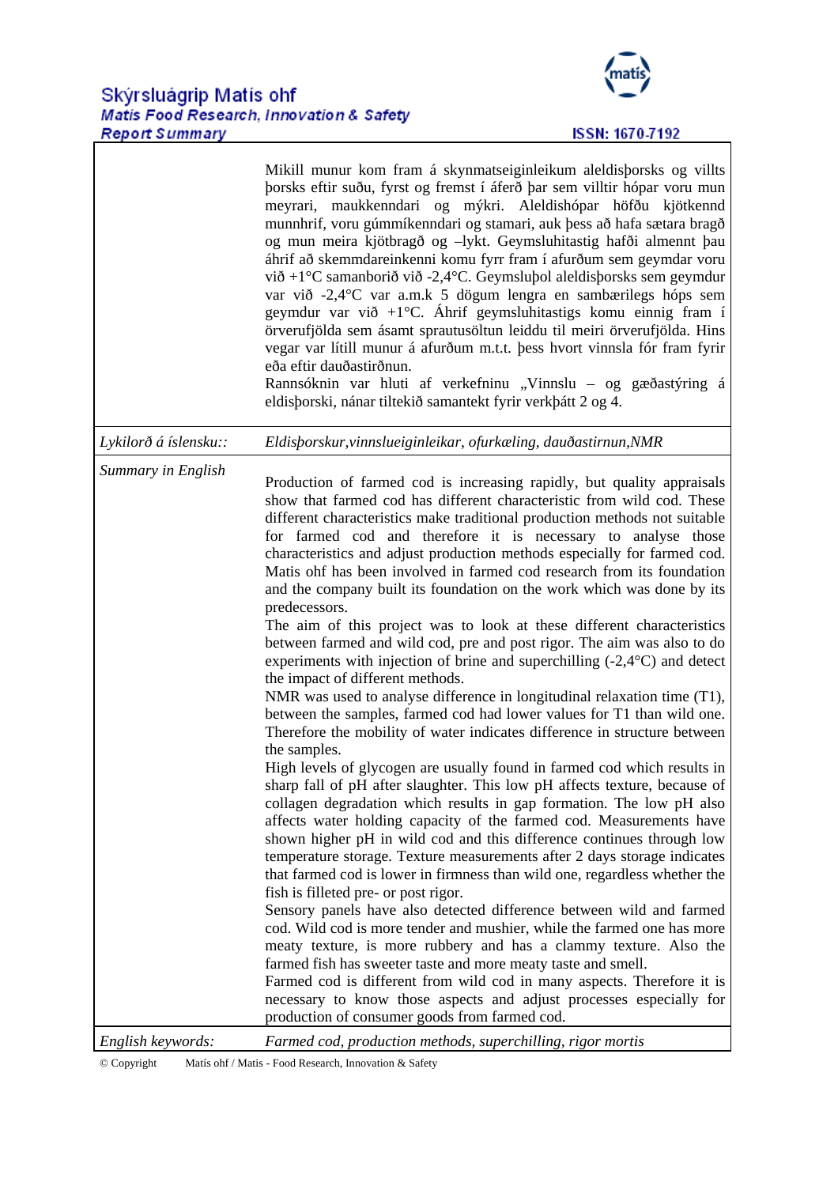Mikill munur kom fram á skynmatseiginleikum aleldisþorsks og villts þorsks eftir suðu, fyrst og fremst í áferð þar sem villtir hópar voru mun meyrari, maukkenndari og mýkri. Aleldishópar höfðu kjötkennd munnhrif, voru gúmmíkenndari og stamari, auk þess að hafa sætara bragð og mun meira kjötbragð og –lykt. Geymsluhitastig hafði almennt þau áhrif að skemmdareinkenni komu fyrr fram í afurðum sem geymdar voru við +1°C samanborið við -2,4°C. Geymsluþol aleldisþorsks sem geymdur var við -2,4°C var a.m.k 5 dögum lengra en sambærilegs hóps sem geymdur var við +1°C. Áhrif geymsluhitastigs komu einnig fram í örverufjölda sem ásamt sprautusöltun leiddu til meiri örverufjölda. Hins vegar var lítill munur á afurðum m.t.t. þess hvort vinnsla fór fram fyrir eða eftir dauðastirðnun.
Rannsóknin var hluti af verkefninu „Vinnslu – og gæðastýring á eldisþorski, nánar tiltekið samantekt fyrir verkþátt 2 og 4.

| | |
|---|---|
| *Lykilorð á íslensku::* | *Eldisþorskur,vinnslueiginleikar, ofurkæling, dauðastirnun,NMR* |
| *Summary in English* | Production of farmed cod is increasing rapidly, but quality appraisals show that farmed cod has different characteristic from wild cod. These different characteristics make traditional production methods not suitable for farmed cod and therefore it is necessary to analyse those characteristics and adjust production methods especially for farmed cod. Matis ohf has been involved in farmed cod research from its foundation and the company built its foundation on the work which was done by its predecessors.<br>The aim of this project was to look at these different characteristics between farmed and wild cod, pre and post rigor. The aim was also to do experiments with injection of brine and superchilling (-2,4°C) and detect the impact of different methods.<br>NMR was used to analyse difference in longitudinal relaxation time (T1), between the samples, farmed cod had lower values for T1 than wild one. Therefore the mobility of water indicates difference in structure between the samples.<br>High levels of glycogen are usually found in farmed cod which results in sharp fall of pH after slaughter. This low pH affects texture, because of collagen degradation which results in gap formation. The low pH also affects water holding capacity of the farmed cod. Measurements have shown higher pH in wild cod and this difference continues through low temperature storage. Texture measurements after 2 days storage indicates that farmed cod is lower in firmness than wild one, regardless whether the fish is filleted pre- or post rigor.<br>Sensory panels have also detected difference between wild and farmed cod. Wild cod is more tender and mushier, while the farmed one has more meaty texture, is more rubbery and has a clammy texture. Also the farmed fish has sweeter taste and more meaty taste and smell.<br>Farmed cod is different from wild cod in many aspects. Therefore it is necessary to know those aspects and adjust processes especially for production of consumer goods from farmed cod. |
| *English keywords:* | *Farmed cod, production methods, superchilling, rigor mortis* |

© Copyright Matís ohf / Matis - Food Research, Innovation & Safety